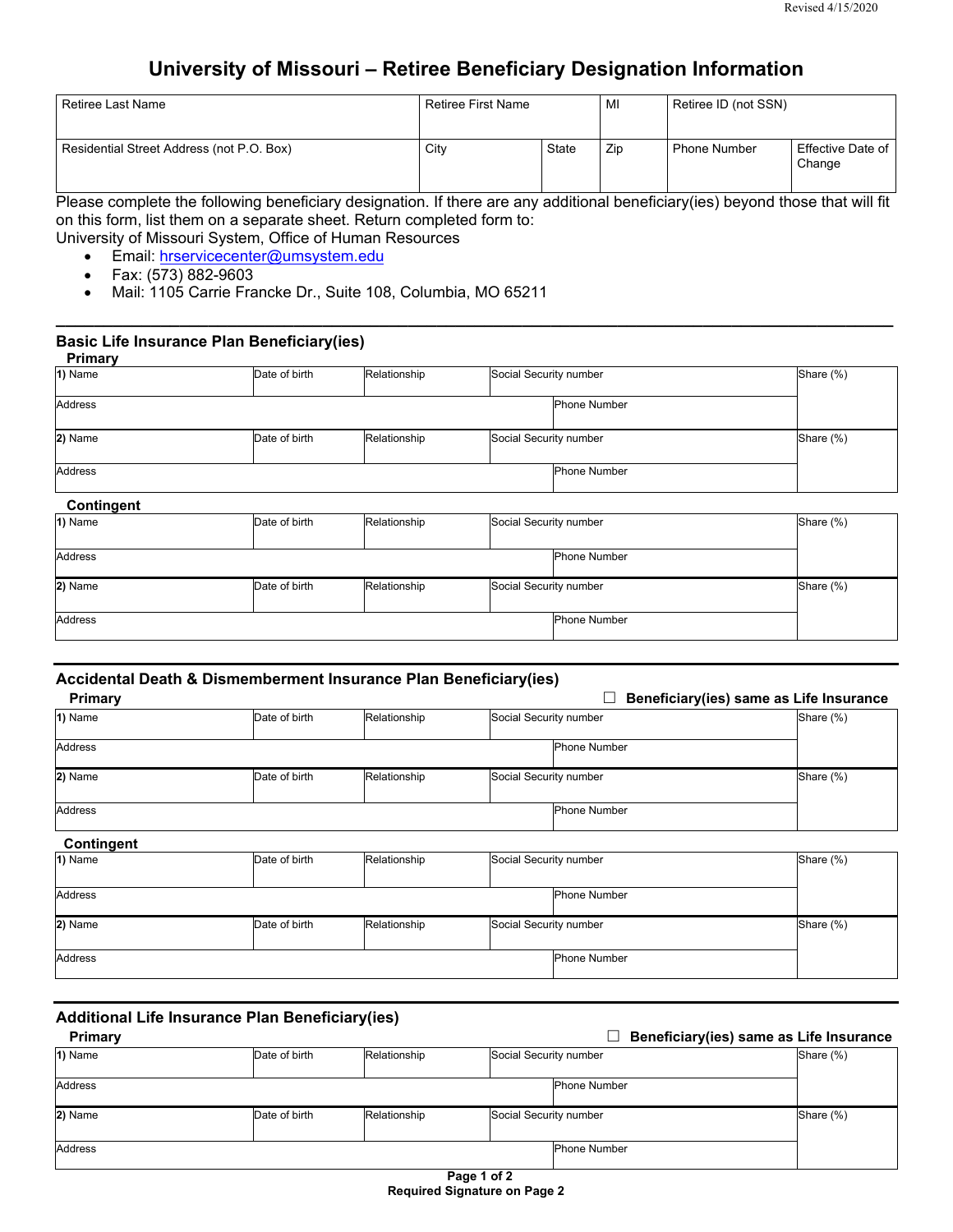Revised 4/15/2020

# University of Missouri – Retiree Beneficiary Designation Information

| Retiree Last Name | Retiree First Name | | MI | Retiree ID (not SSN) | |
|---|---|---|---|---|---|
| Residential Street Address (not P.O. Box) | City | State | Zip | Phone Number | Effective Date of Change |

Please complete the following beneficiary designation. If there are any additional beneficiary(ies) beyond those that will fit on this form, list them on a separate sheet. Return completed form to:
University of Missouri System, Office of Human Resources

- Email: hrservicecenter@umsystem.edu
- Fax: (573) 882-9603
- Mail: 1105 Carrie Francke Dr., Suite 108, Columbia, MO 65211

---

## Basic Life Insurance Plan Beneficiary(ies)

**Primary**

| **1)** Name | Date of birth | Relationship | Social Security number | | Share (%) |
|---|---|---|---|---|---|
| Address | | | | Phone Number | |
| **2)** Name | Date of birth | Relationship | Social Security number | | Share (%) |
| Address | | | | Phone Number | |

**Contingent**

| **1)** Name | Date of birth | Relationship | Social Security number | | Share (%) |
|---|---|---|---|---|---|
| Address | | | | Phone Number | |
| **2)** Name | Date of birth | Relationship | Social Security number | | Share (%) |
| Address | | | | Phone Number | |

---

## Accidental Death & Dismemberment Insurance Plan Beneficiary(ies)

**Primary** ☐ **Beneficiary(ies) same as Life Insurance**

| **1)** Name | Date of birth | Relationship | Social Security number | | Share (%) |
|---|---|---|---|---|---|
| Address | | | | Phone Number | |
| **2)** Name | Date of birth | Relationship | Social Security number | | Share (%) |
| Address | | | | Phone Number | |

**Contingent**

| **1)** Name | Date of birth | Relationship | Social Security number | | Share (%) |
|---|---|---|---|---|---|
| Address | | | | Phone Number | |
| **2)** Name | Date of birth | Relationship | Social Security number | | Share (%) |
| Address | | | | Phone Number | |

---

## Additional Life Insurance Plan Beneficiary(ies)

**Primary** ☐ **Beneficiary(ies) same as Life Insurance**

| **1)** Name | Date of birth | Relationship | Social Security number | | Share (%) |
|---|---|---|---|---|---|
| Address | | | | Phone Number | |
| **2)** Name | Date of birth | Relationship | Social Security number | | Share (%) |
| Address | | | | Phone Number | |

**Required Signature on Page 2**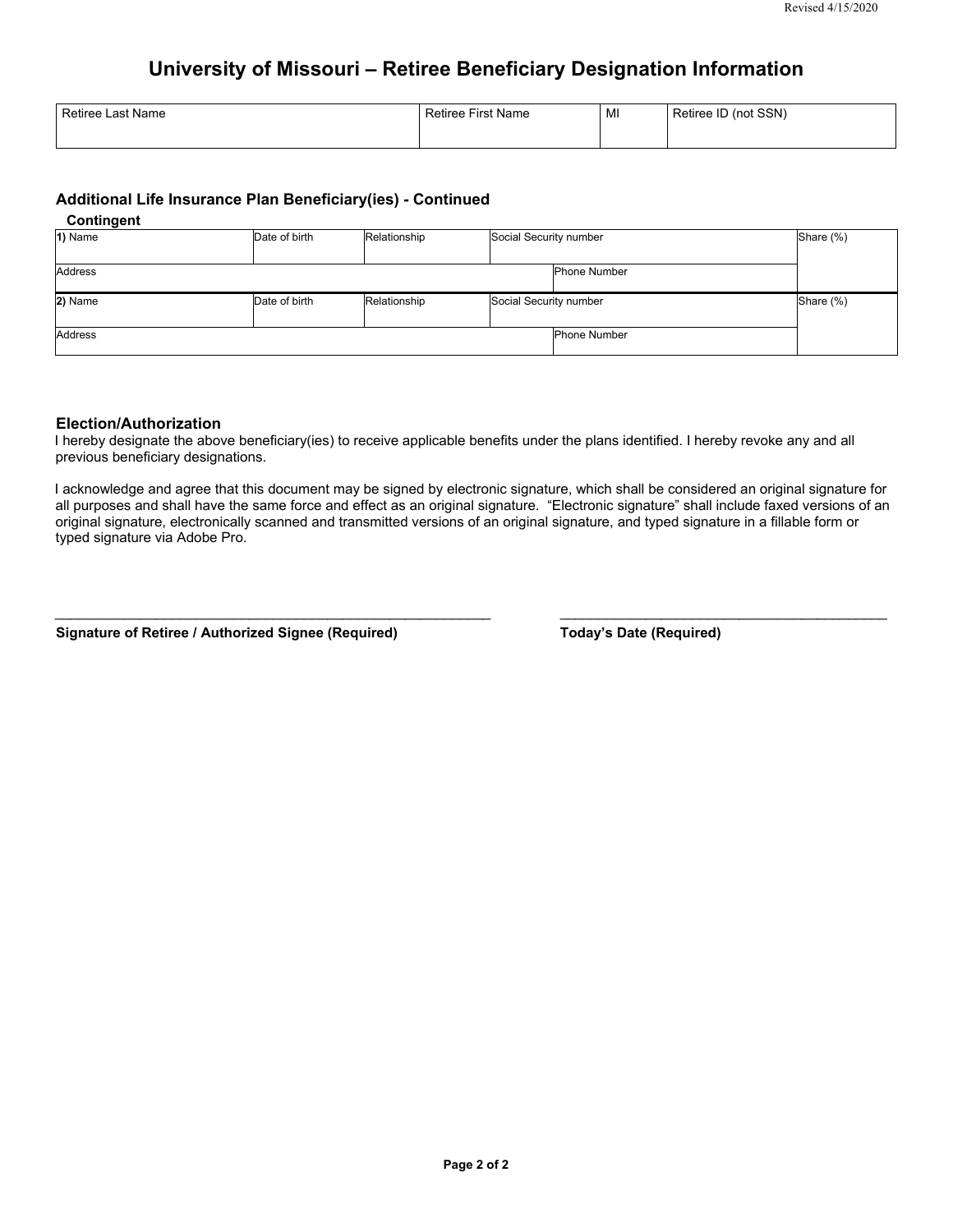Revised 4/15/2020

# University of Missouri – Retiree Beneficiary Designation Information

| Retiree Last Name | Retiree First Name | MI | Retiree ID (not SSN) |
|---|---|---|---|
| | | | |

## Additional Life Insurance Plan Beneficiary(ies) - Continued

**Contingent**

| **1)** Name | Date of birth | Relationship | Social Security number | Share (%) |
|---|---|---|---|---|
| Address | | | Phone Number | |
| **2)** Name | Date of birth | Relationship | Social Security number | Share (%) |
| Address | | | Phone Number | |

## Election/Authorization

I hereby designate the above beneficiary(ies) to receive applicable benefits under the plans identified. I hereby revoke any and all previous beneficiary designations.

I acknowledge and agree that this document may be signed by electronic signature, which shall be considered an original signature for all purposes and shall have the same force and effect as an original signature. "Electronic signature" shall include faxed versions of an original signature, electronically scanned and transmitted versions of an original signature, and typed signature in a fillable form or typed signature via Adobe Pro.

\_\_\_\_\_\_\_\_\_\_\_\_\_\_\_\_\_\_\_\_\_\_\_\_\_\_\_\_\_\_\_\_\_\_\_\_\_\_\_\_\_\_\_\_ \_\_\_\_\_\_\_\_\_\_\_\_\_\_\_\_\_\_\_\_\_\_\_\_\_\_\_\_\_\_\_\_\_\_

**Signature of Retiree / Authorized Signee (Required)** **Today's Date (Required)**